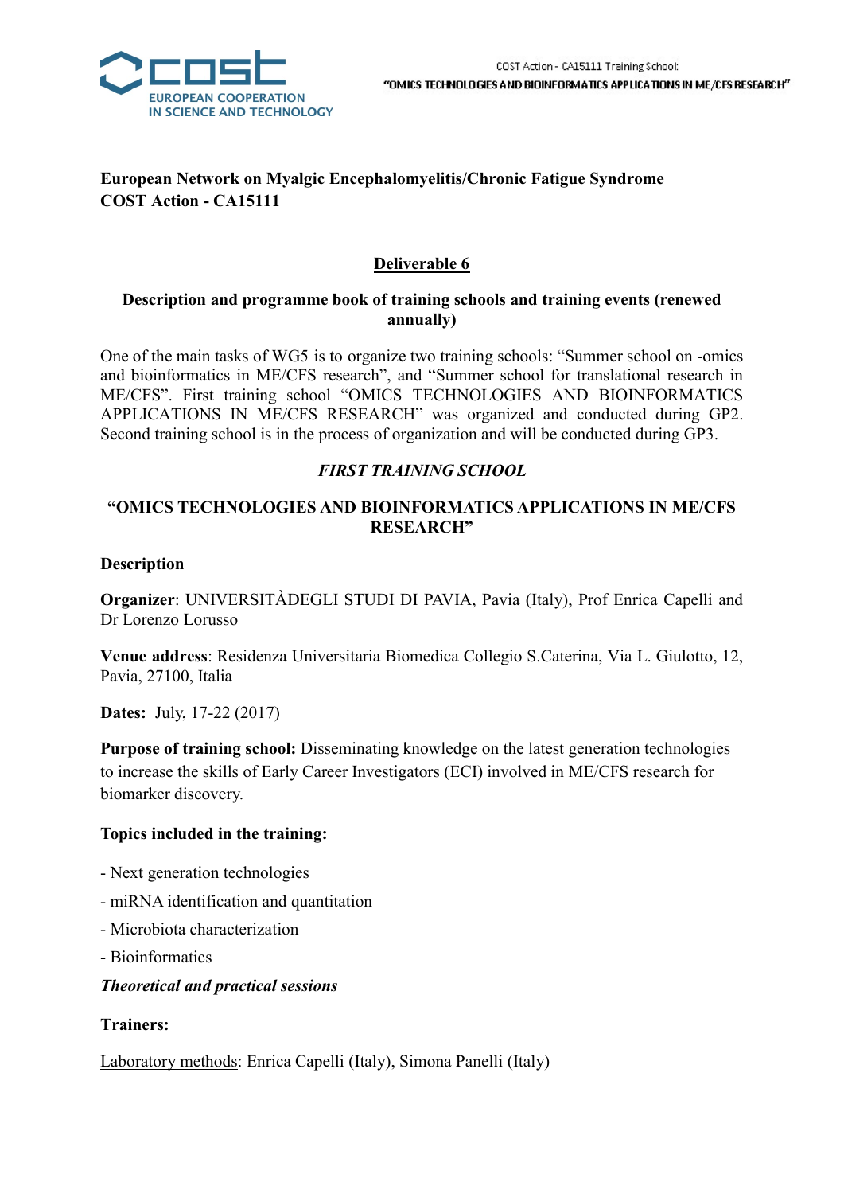**European Network on Myalgic Encephalomyelitis/Chronic Fatigue Syndrome**
**COST Action - CA15111**

## Deliverable 6

### Description and programme book of training schools and training events (renewed annually)

One of the main tasks of WG5 is to organize two training schools: “Summer school on -omics and bioinformatics in ME/CFS research”, and “Summer school for translational research in ME/CFS”. First training school “OMICS TECHNOLOGIES AND BIOINFORMATICS APPLICATIONS IN ME/CFS RESEARCH” was organized and conducted during GP2. Second training school is in the process of organization and will be conducted during GP3.

### *FIRST TRAINING SCHOOL*

### “OMICS TECHNOLOGIES AND BIOINFORMATICS APPLICATIONS IN ME/CFS RESEARCH”

**Description**

**Organizer**: UNIVERSITÀDEGLI STUDI DI PAVIA, Pavia (Italy), Prof Enrica Capelli and Dr Lorenzo Lorusso

**Venue address**: Residenza Universitaria Biomedica Collegio S.Caterina, Via L. Giulotto, 12, Pavia, 27100, Italia

**Dates:** July, 17-22 (2017)

**Purpose of training school:** Disseminating knowledge on the latest generation technologies to increase the skills of Early Career Investigators (ECI) involved in ME/CFS research for biomarker discovery.

**Topics included in the training:**

- Next generation technologies
- miRNA identification and quantitation
- Microbiota characterization
- Bioinformatics

***Theoretical and practical sessions***

**Trainers:**

Laboratory methods: Enrica Capelli (Italy), Simona Panelli (Italy)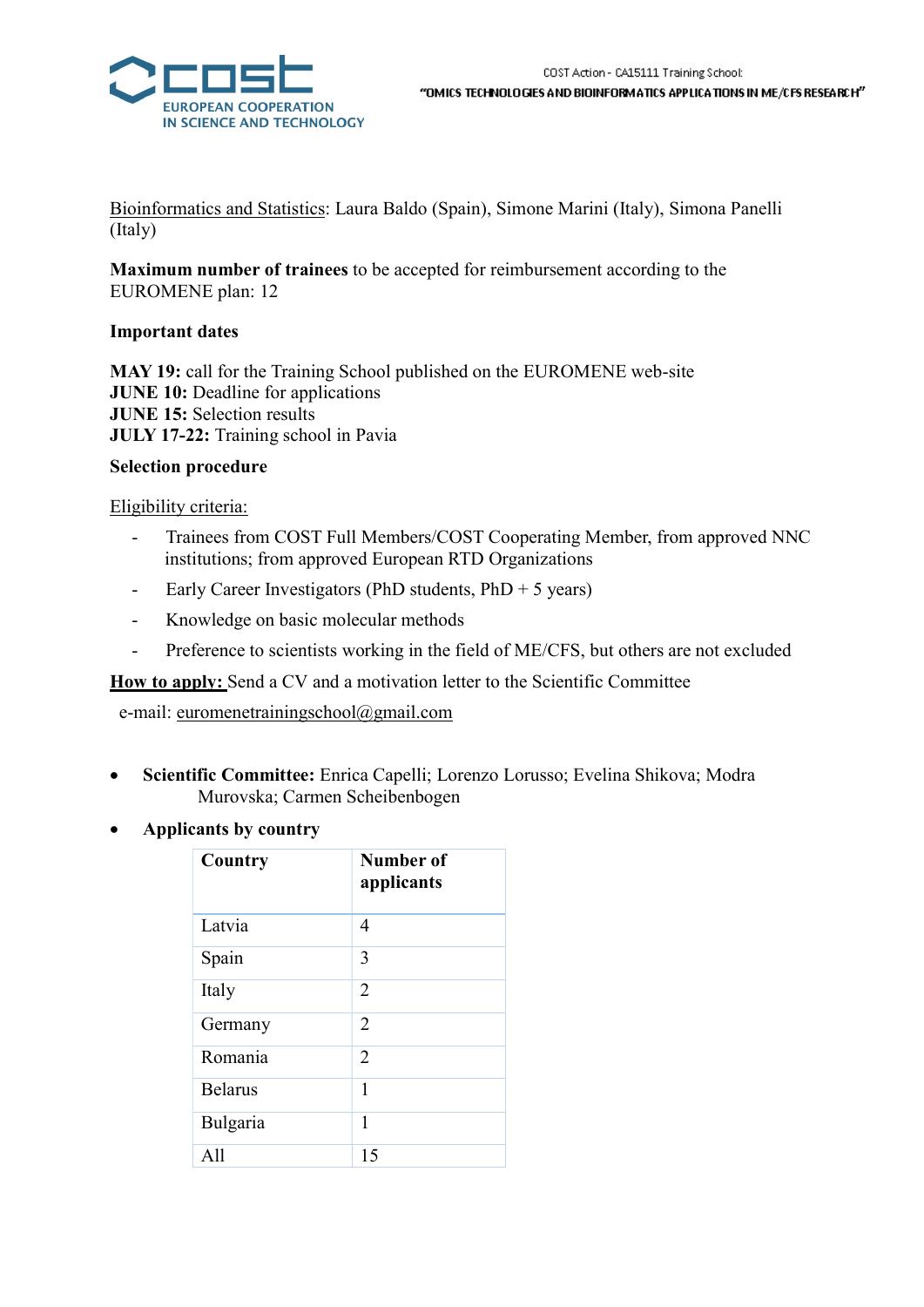Bioinformatics and Statistics: Laura Baldo (Spain), Simone Marini (Italy), Simona Panelli (Italy)

**Maximum number of trainees** to be accepted for reimbursement according to the EUROMENE plan: 12

**Important dates**

**MAY 19:** call for the Training School published on the EUROMENE web-site
**JUNE 10:** Deadline for applications
**JUNE 15:** Selection results
**JULY 17-22:** Training school in Pavia

**Selection procedure**

Eligibility criteria:

- Trainees from COST Full Members/COST Cooperating Member, from approved NNC institutions; from approved European RTD Organizations
- Early Career Investigators (PhD students, PhD + 5 years)
- Knowledge on basic molecular methods
- Preference to scientists working in the field of ME/CFS, but others are not excluded

**How to apply:** Send a CV and a motivation letter to the Scientific Committee

e-mail: euromenetrainingschool@gmail.com

- **Scientific Committee:** Enrica Capelli; Lorenzo Lorusso; Evelina Shikova; Modra Murovska; Carmen Scheibenbogen
- **Applicants by country**

| Country | Number of applicants |
| --- | --- |
| Latvia | 4 |
| Spain | 3 |
| Italy | 2 |
| Germany | 2 |
| Romania | 2 |
| Belarus | 1 |
| Bulgaria | 1 |
| All | 15 |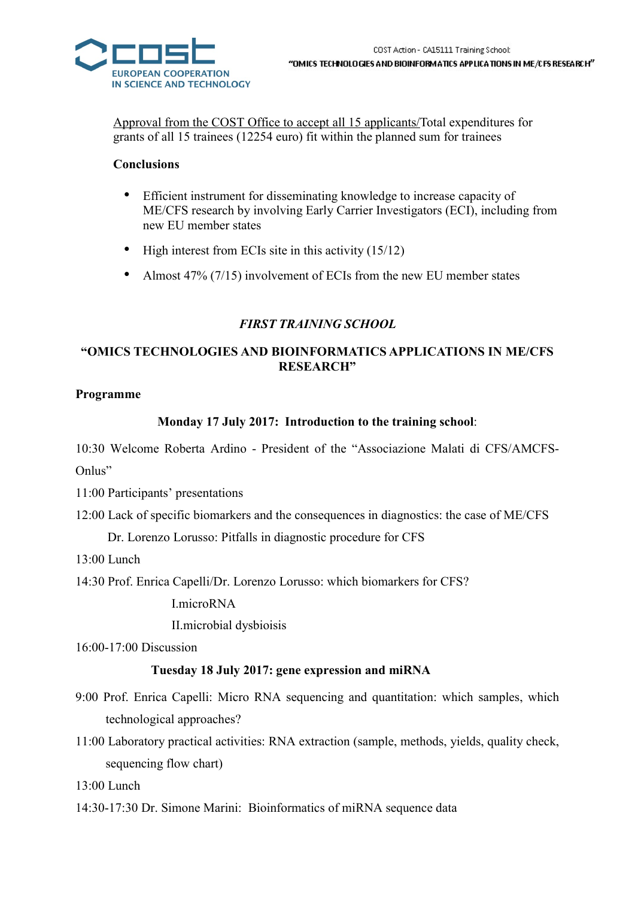Approval from the COST Office to accept all 15 applicants/Total expenditures for grants of all 15 trainees (12254 euro) fit within the planned sum for trainees

**Conclusions**

- Efficient instrument for disseminating knowledge to increase capacity of ME/CFS research by involving Early Carrier Investigators (ECI), including from new EU member states
- High interest from ECIs site in this activity (15/12)
- Almost 47% (7/15) involvement of ECIs from the new EU member states

## *FIRST TRAINING SCHOOL*

## "OMICS TECHNOLOGIES AND BIOINFORMATICS APPLICATIONS IN ME/CFS RESEARCH"

**Programme**

**Monday 17 July 2017: Introduction to the training school**:

10:30 Welcome Roberta Ardino - President of the "Associazione Malati di CFS/AMCFS-Onlus"

11:00 Participants' presentations

12:00 Lack of specific biomarkers and the consequences in diagnostics: the case of ME/CFS

Dr. Lorenzo Lorusso: Pitfalls in diagnostic procedure for CFS

13:00 Lunch

14:30 Prof. Enrica Capelli/Dr. Lorenzo Lorusso: which biomarkers for CFS?

I.microRNA

II.microbial dysbioisis

16:00-17:00 Discussion

**Tuesday 18 July 2017: gene expression and miRNA**

9:00 Prof. Enrica Capelli: Micro RNA sequencing and quantitation: which samples, which technological approaches?

11:00 Laboratory practical activities: RNA extraction (sample, methods, yields, quality check, sequencing flow chart)

13:00 Lunch

14:30-17:30 Dr. Simone Marini: Bioinformatics of miRNA sequence data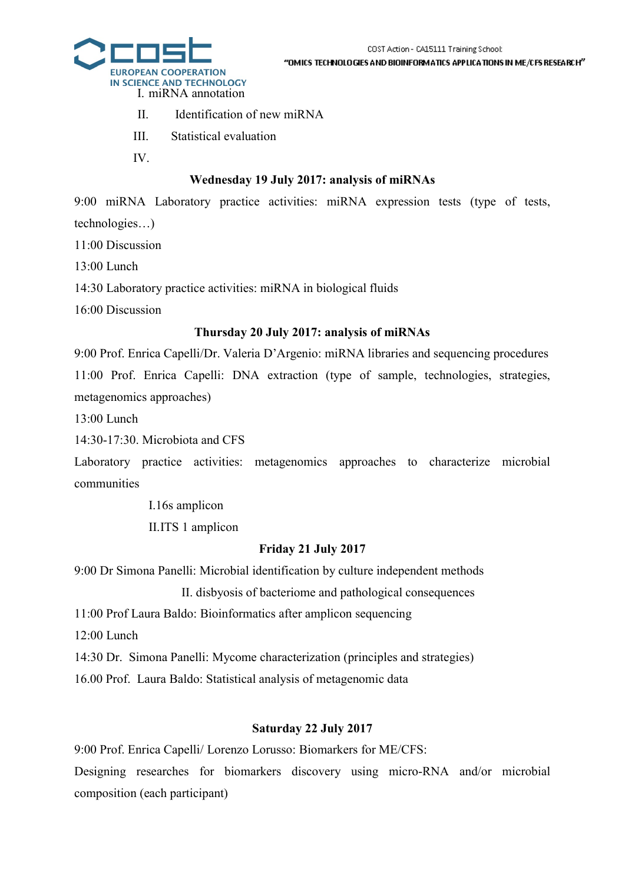I. miRNA annotation

II. Identification of new miRNA

III. Statistical evaluation

IV.

**Wednesday 19 July 2017: analysis of miRNAs**

9:00 miRNA Laboratory practice activities: miRNA expression tests (type of tests, technologies…)

11:00 Discussion

13:00 Lunch

14:30 Laboratory practice activities: miRNA in biological fluids

16:00 Discussion

**Thursday 20 July 2017: analysis of miRNAs**

9:00 Prof. Enrica Capelli/Dr. Valeria D'Argenio: miRNA libraries and sequencing procedures

11:00 Prof. Enrica Capelli: DNA extraction (type of sample, technologies, strategies, metagenomics approaches)

13:00 Lunch

14:30-17:30. Microbiota and CFS

Laboratory practice activities: metagenomics approaches to characterize microbial communities

I.16s amplicon

II.ITS 1 amplicon

**Friday 21 July 2017**

9:00 Dr Simona Panelli: Microbial identification by culture independent methods

II. disbyosis of bacteriome and pathological consequences

11:00 Prof Laura Baldo: Bioinformatics after amplicon sequencing

12:00 Lunch

14:30 Dr. Simona Panelli: Mycome characterization (principles and strategies)

16.00 Prof. Laura Baldo: Statistical analysis of metagenomic data

**Saturday 22 July 2017**

9:00 Prof. Enrica Capelli/ Lorenzo Lorusso: Biomarkers for ME/CFS:

Designing researches for biomarkers discovery using micro-RNA and/or microbial composition (each participant)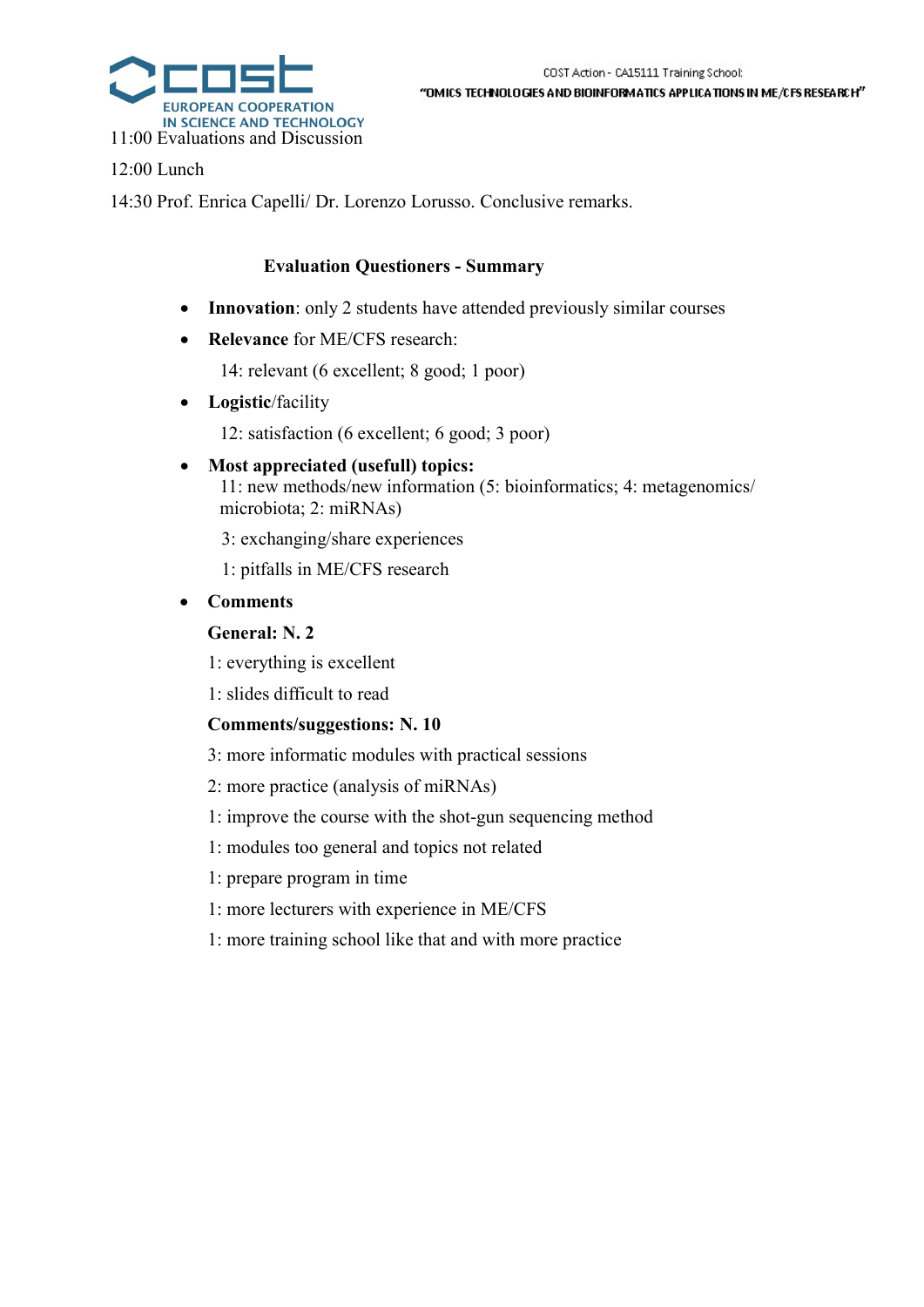11:00 Evaluations and Discussion

12:00 Lunch

14:30 Prof. Enrica Capelli/ Dr. Lorenzo Lorusso. Conclusive remarks.

**Evaluation Questioners - Summary**

- **Innovation**: only 2 students have attended previously similar courses
- **Relevance** for ME/CFS research:

  14: relevant (6 excellent; 8 good; 1 poor)
- **Logistic**/facility

  12: satisfaction (6 excellent; 6 good; 3 poor)
- **Most appreciated (usefull) topics:**

  11: new methods/new information (5: bioinformatics; 4: metagenomics/ microbiota; 2: miRNAs)

  3: exchanging/share experiences

  1: pitfalls in ME/CFS research
- **Comments**

  **General: N. 2**

  1: everything is excellent

  1: slides difficult to read

  **Comments/suggestions: N. 10**

  3: more informatic modules with practical sessions

  2: more practice (analysis of miRNAs)

  1: improve the course with the shot-gun sequencing method

  1: modules too general and topics not related

  1: prepare program in time

  1: more lecturers with experience in ME/CFS

  1: more training school like that and with more practice